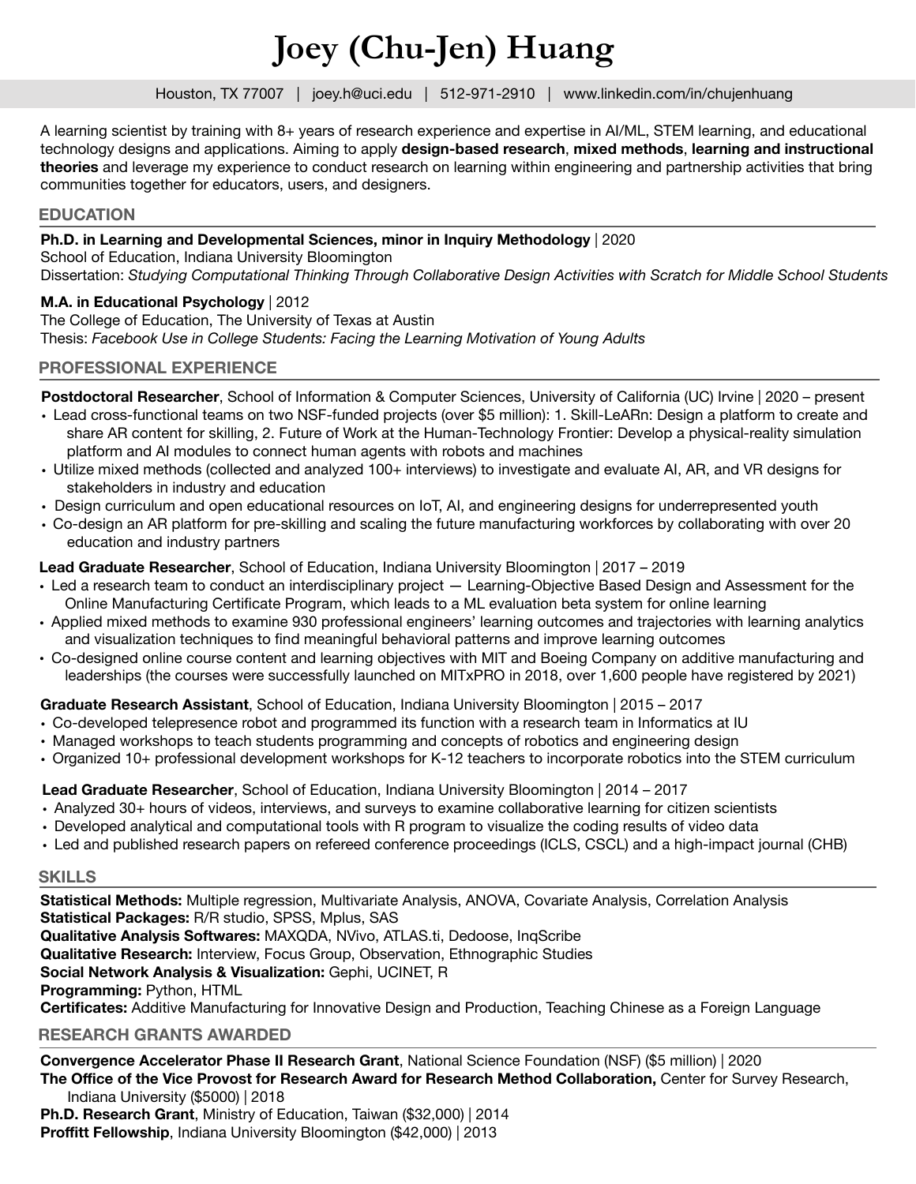# Joey (Chu-Jen) Huang

Houston, TX 77007 | joey.h@uci.edu | 512-971-2910 | www.linkedin.com/in/chujenhuang

A learning scientist by training with 8+ years of research experience and expertise in AI/ML, STEM learning, and educational technology designs and applications. Aiming to apply **design-based research**, **mixed methods**, **learning and instructional theories** and leverage my experience to conduct research on learning within engineering and partnership activities that bring communities together for educators, users, and designers.

## EDUCATION

**Ph.D. in Learning and Developmental Sciences, minor in Inquiry Methodology** | 2020
School of Education, Indiana University Bloomington
Dissertation: *Studying Computational Thinking Through Collaborative Design Activities with Scratch for Middle School Students*

**M.A. in Educational Psychology** | 2012
The College of Education, The University of Texas at Austin
Thesis: *Facebook Use in College Students: Facing the Learning Motivation of Young Adults*

## PROFESSIONAL EXPERIENCE

**Postdoctoral Researcher**, School of Information & Computer Sciences, University of California (UC) Irvine | 2020 – present

- Lead cross-functional teams on two NSF-funded projects (over $5 million): 1. Skill-LeARn: Design a platform to create and share AR content for skilling, 2. Future of Work at the Human-Technology Frontier: Develop a physical-reality simulation platform and AI modules to connect human agents with robots and machines
- Utilize mixed methods (collected and analyzed 100+ interviews) to investigate and evaluate AI, AR, and VR designs for stakeholders in industry and education
- Design curriculum and open educational resources on IoT, AI, and engineering designs for underrepresented youth
- Co-design an AR platform for pre-skilling and scaling the future manufacturing workforces by collaborating with over 20 education and industry partners

**Lead Graduate Researcher**, School of Education, Indiana University Bloomington | 2017 – 2019

- Led a research team to conduct an interdisciplinary project — Learning-Objective Based Design and Assessment for the Online Manufacturing Certificate Program, which leads to a ML evaluation beta system for online learning
- Applied mixed methods to examine 930 professional engineers' learning outcomes and trajectories with learning analytics and visualization techniques to find meaningful behavioral patterns and improve learning outcomes
- Co-designed online course content and learning objectives with MIT and Boeing Company on additive manufacturing and leaderships (the courses were successfully launched on MITxPRO in 2018, over 1,600 people have registered by 2021)

**Graduate Research Assistant**, School of Education, Indiana University Bloomington | 2015 – 2017

- Co-developed telepresence robot and programmed its function with a research team in Informatics at IU
- Managed workshops to teach students programming and concepts of robotics and engineering design
- Organized 10+ professional development workshops for K-12 teachers to incorporate robotics into the STEM curriculum

**Lead Graduate Researcher**, School of Education, Indiana University Bloomington | 2014 – 2017

- Analyzed 30+ hours of videos, interviews, and surveys to examine collaborative learning for citizen scientists
- Developed analytical and computational tools with R program to visualize the coding results of video data
- Led and published research papers on refereed conference proceedings (ICLS, CSCL) and a high-impact journal (CHB)

## SKILLS

**Statistical Methods:** Multiple regression, Multivariate Analysis, ANOVA, Covariate Analysis, Correlation Analysis
**Statistical Packages:** R/R studio, SPSS, Mplus, SAS
**Qualitative Analysis Softwares:** MAXQDA, NVivo, ATLAS.ti, Dedoose, InqScribe
**Qualitative Research:** Interview, Focus Group, Observation, Ethnographic Studies
**Social Network Analysis & Visualization:** Gephi, UCINET, R
**Programming:** Python, HTML
**Certificates:** Additive Manufacturing for Innovative Design and Production, Teaching Chinese as a Foreign Language

## RESEARCH GRANTS AWARDED

**Convergence Accelerator Phase II Research Grant**, National Science Foundation (NSF) ($5 million) | 2020
**The Office of the Vice Provost for Research Award for Research Method Collaboration,** Center for Survey Research, Indiana University ($5000) | 2018
**Ph.D. Research Grant**, Ministry of Education, Taiwan ($32,000) | 2014
**Proffitt Fellowship**, Indiana University Bloomington ($42,000) | 2013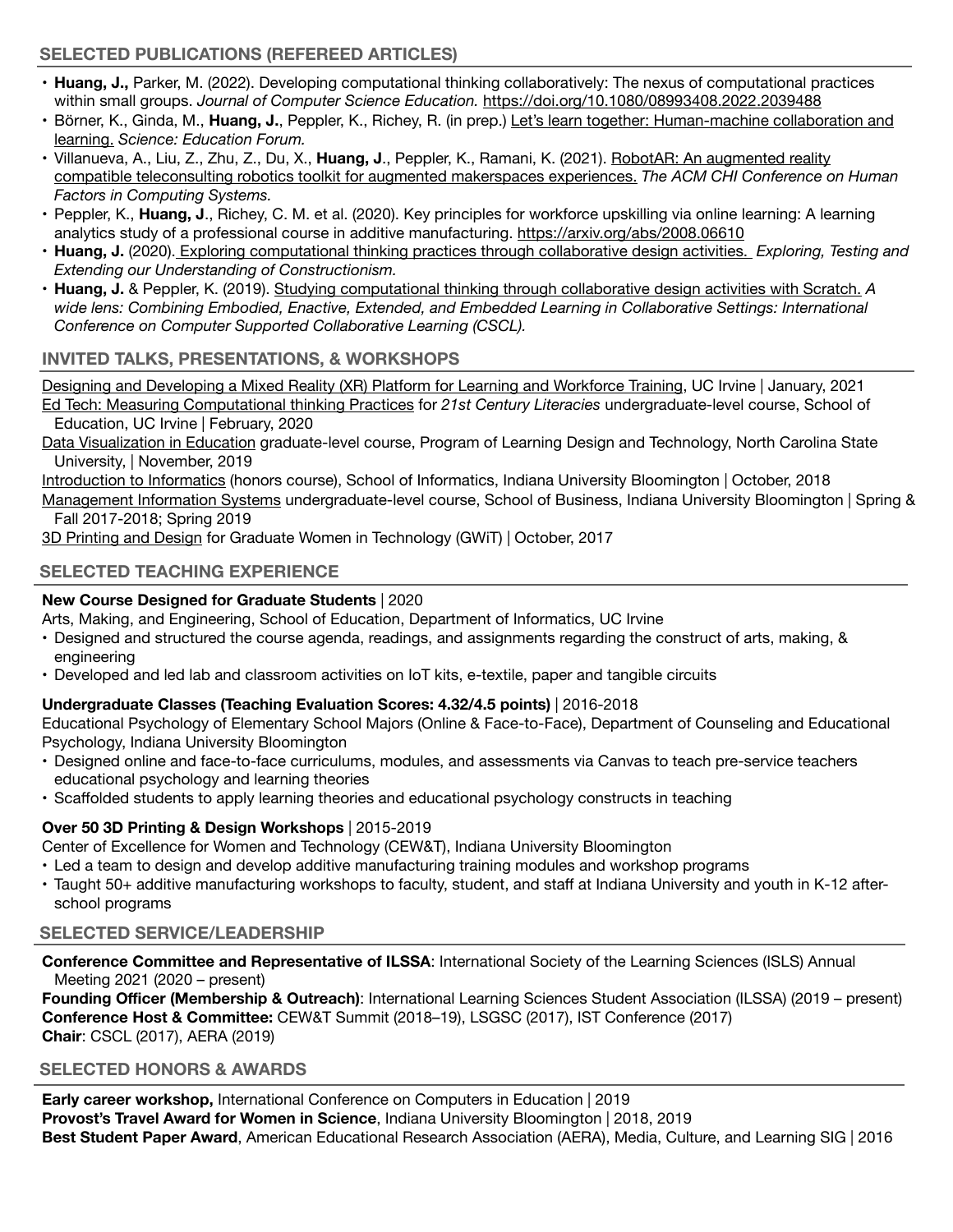## SELECTED PUBLICATIONS (REFEREED ARTICLES)

- **Huang, J.,** Parker, M. (2022). Developing computational thinking collaboratively: The nexus of computational practices within small groups. *Journal of Computer Science Education.* https://doi.org/10.1080/08993408.2022.2039488
- Börner, K., Ginda, M., **Huang, J.**, Peppler, K., Richey, R. (in prep.) Let's learn together: Human-machine collaboration and learning. *Science: Education Forum.*
- Villanueva, A., Liu, Z., Zhu, Z., Du, X., **Huang, J**., Peppler, K., Ramani, K. (2021). RobotAR: An augmented reality compatible teleconsulting robotics toolkit for augmented makerspaces experiences. *The ACM CHI Conference on Human Factors in Computing Systems.*
- Peppler, K., **Huang, J**., Richey, C. M. et al. (2020). Key principles for workforce upskilling via online learning: A learning analytics study of a professional course in additive manufacturing. https://arxiv.org/abs/2008.06610
- **Huang, J.** (2020). Exploring computational thinking practices through collaborative design activities. *Exploring, Testing and Extending our Understanding of Constructionism.*
- **Huang, J.** & Peppler, K. (2019). Studying computational thinking through collaborative design activities with Scratch. *A wide lens: Combining Embodied, Enactive, Extended, and Embedded Learning in Collaborative Settings: International Conference on Computer Supported Collaborative Learning (CSCL).*

## INVITED TALKS, PRESENTATIONS, & WORKSHOPS

Designing and Developing a Mixed Reality (XR) Platform for Learning and Workforce Training, UC Irvine | January, 2021

Ed Tech: Measuring Computational thinking Practices for *21st Century Literacies* undergraduate-level course, School of Education, UC Irvine | February, 2020

Data Visualization in Education graduate-level course, Program of Learning Design and Technology, North Carolina State University, | November, 2019

Introduction to Informatics (honors course), School of Informatics, Indiana University Bloomington | October, 2018

Management Information Systems undergraduate-level course, School of Business, Indiana University Bloomington | Spring & Fall 2017-2018; Spring 2019

3D Printing and Design for Graduate Women in Technology (GWiT) | October, 2017

## SELECTED TEACHING EXPERIENCE

**New Course Designed for Graduate Students** | 2020

Arts, Making, and Engineering, School of Education, Department of Informatics, UC Irvine

- Designed and structured the course agenda, readings, and assignments regarding the construct of arts, making, & engineering
- Developed and led lab and classroom activities on IoT kits, e-textile, paper and tangible circuits

**Undergraduate Classes (Teaching Evaluation Scores: 4.32/4.5 points)** | 2016-2018

Educational Psychology of Elementary School Majors (Online & Face-to-Face), Department of Counseling and Educational Psychology, Indiana University Bloomington

- Designed online and face-to-face curriculums, modules, and assessments via Canvas to teach pre-service teachers educational psychology and learning theories
- Scaffolded students to apply learning theories and educational psychology constructs in teaching

**Over 50 3D Printing & Design Workshops** | 2015-2019

Center of Excellence for Women and Technology (CEW&T), Indiana University Bloomington

- Led a team to design and develop additive manufacturing training modules and workshop programs
- Taught 50+ additive manufacturing workshops to faculty, student, and staff at Indiana University and youth in K-12 after-school programs

## SELECTED SERVICE/LEADERSHIP

**Conference Committee and Representative of ILSSA**: International Society of the Learning Sciences (ISLS) Annual Meeting 2021 (2020 – present)

**Founding Officer (Membership & Outreach)**: International Learning Sciences Student Association (ILSSA) (2019 – present)

**Conference Host & Committee:** CEW&T Summit (2018–19), LSGSC (2017), IST Conference (2017)

**Chair**: CSCL (2017), AERA (2019)

## SELECTED HONORS & AWARDS

**Early career workshop,** International Conference on Computers in Education | 2019

**Provost's Travel Award for Women in Science**, Indiana University Bloomington | 2018, 2019

**Best Student Paper Award**, American Educational Research Association (AERA), Media, Culture, and Learning SIG | 2016